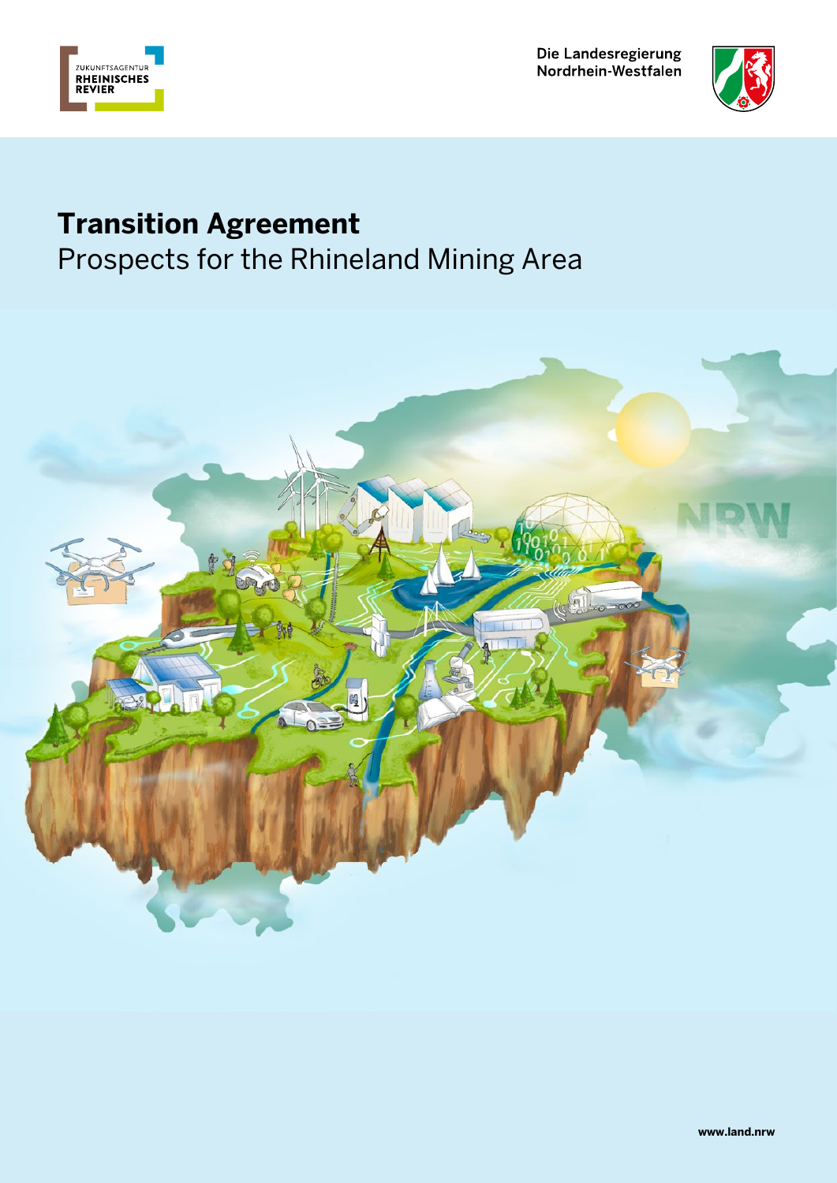ZUKUNFTSAGENTUR RHEINISCHES REVIER

Die Landesregierung Nordrhein-Westfalen

# Transition Agreement

## Prospects for the Rhineland Mining Area

www.land.nrw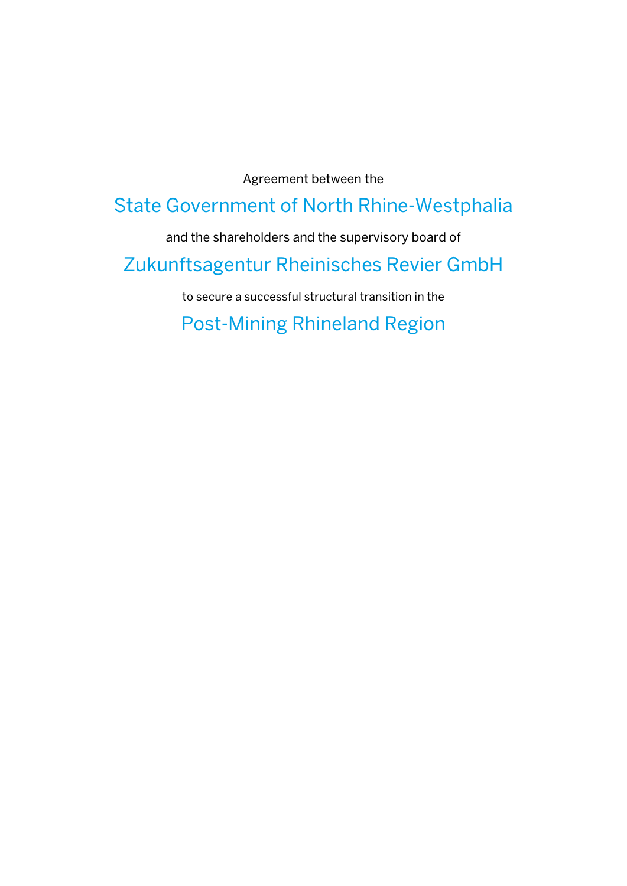Agreement between the

# State Government of North Rhine-Westphalia

and the shareholders and the supervisory board of

# Zukunftsagentur Rheinisches Revier GmbH

to secure a successful structural transition in the

# Post-Mining Rhineland Region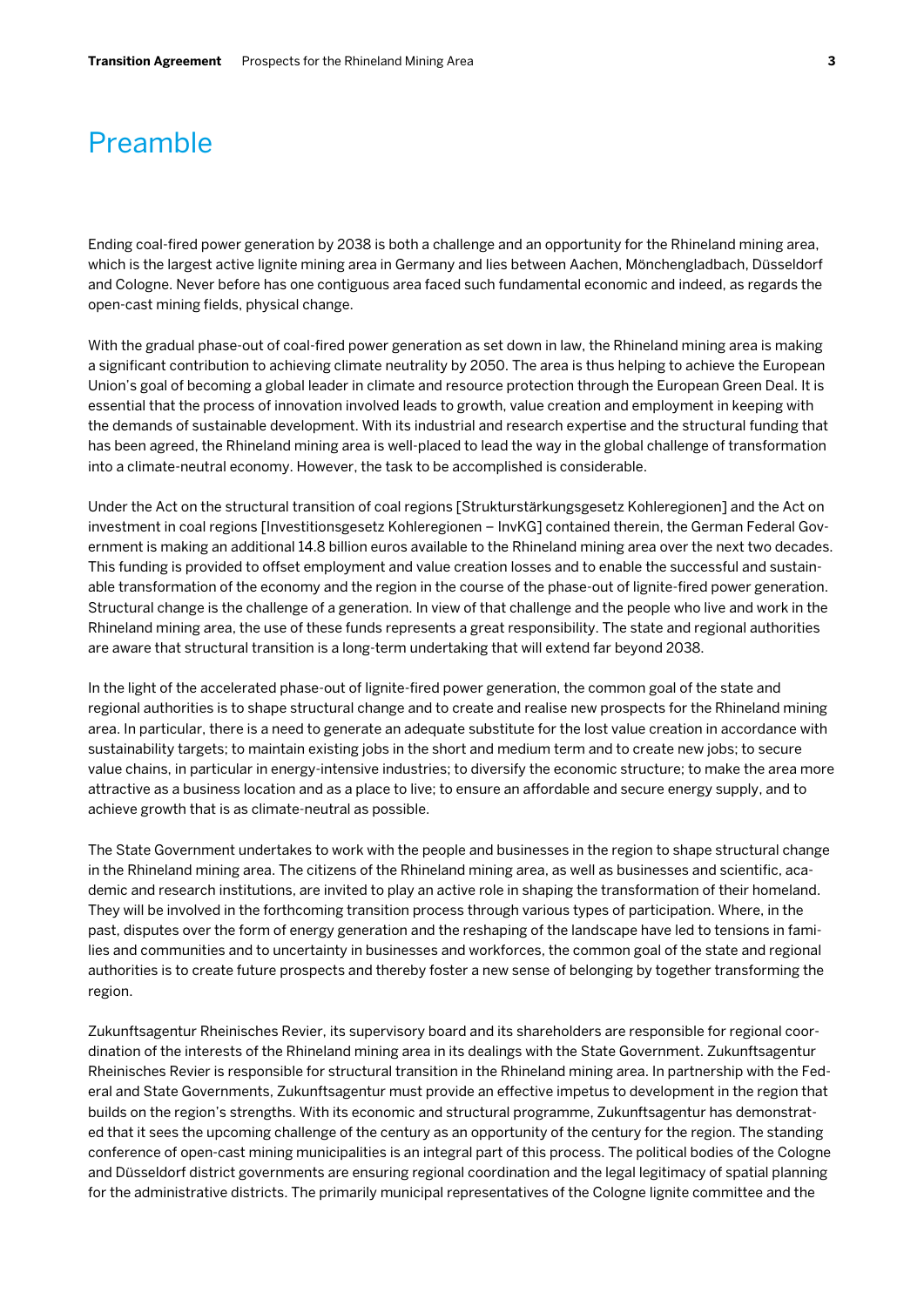# Preamble

Ending coal-fired power generation by 2038 is both a challenge and an opportunity for the Rhineland mining area, which is the largest active lignite mining area in Germany and lies between Aachen, Mönchengladbach, Düsseldorf and Cologne. Never before has one contiguous area faced such fundamental economic and indeed, as regards the open-cast mining fields, physical change.

With the gradual phase-out of coal-fired power generation as set down in law, the Rhineland mining area is making a significant contribution to achieving climate neutrality by 2050. The area is thus helping to achieve the European Union's goal of becoming a global leader in climate and resource protection through the European Green Deal. It is essential that the process of innovation involved leads to growth, value creation and employment in keeping with the demands of sustainable development. With its industrial and research expertise and the structural funding that has been agreed, the Rhineland mining area is well-placed to lead the way in the global challenge of transformation into a climate-neutral economy. However, the task to be accomplished is considerable.

Under the Act on the structural transition of coal regions [Strukturstärkungsgesetz Kohleregionen] and the Act on investment in coal regions [Investitionsgesetz Kohleregionen – InvKG] contained therein, the German Federal Government is making an additional 14.8 billion euros available to the Rhineland mining area over the next two decades. This funding is provided to offset employment and value creation losses and to enable the successful and sustainable transformation of the economy and the region in the course of the phase-out of lignite-fired power generation. Structural change is the challenge of a generation. In view of that challenge and the people who live and work in the Rhineland mining area, the use of these funds represents a great responsibility. The state and regional authorities are aware that structural transition is a long-term undertaking that will extend far beyond 2038.

In the light of the accelerated phase-out of lignite-fired power generation, the common goal of the state and regional authorities is to shape structural change and to create and realise new prospects for the Rhineland mining area. In particular, there is a need to generate an adequate substitute for the lost value creation in accordance with sustainability targets; to maintain existing jobs in the short and medium term and to create new jobs; to secure value chains, in particular in energy-intensive industries; to diversify the economic structure; to make the area more attractive as a business location and as a place to live; to ensure an affordable and secure energy supply, and to achieve growth that is as climate-neutral as possible.

The State Government undertakes to work with the people and businesses in the region to shape structural change in the Rhineland mining area. The citizens of the Rhineland mining area, as well as businesses and scientific, academic and research institutions, are invited to play an active role in shaping the transformation of their homeland. They will be involved in the forthcoming transition process through various types of participation. Where, in the past, disputes over the form of energy generation and the reshaping of the landscape have led to tensions in families and communities and to uncertainty in businesses and workforces, the common goal of the state and regional authorities is to create future prospects and thereby foster a new sense of belonging by together transforming the region.

Zukunftsagentur Rheinisches Revier, its supervisory board and its shareholders are responsible for regional coordination of the interests of the Rhineland mining area in its dealings with the State Government. Zukunftsagentur Rheinisches Revier is responsible for structural transition in the Rhineland mining area. In partnership with the Federal and State Governments, Zukunftsagentur must provide an effective impetus to development in the region that builds on the region's strengths. With its economic and structural programme, Zukunftsagentur has demonstrated that it sees the upcoming challenge of the century as an opportunity of the century for the region. The standing conference of open-cast mining municipalities is an integral part of this process. The political bodies of the Cologne and Düsseldorf district governments are ensuring regional coordination and the legal legitimacy of spatial planning for the administrative districts. The primarily municipal representatives of the Cologne lignite committee and the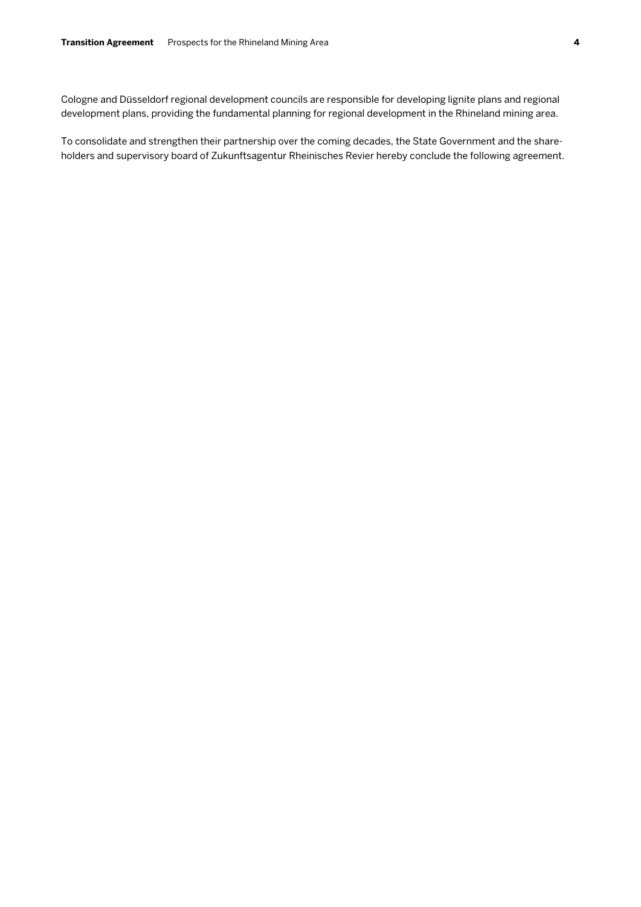Cologne and Düsseldorf regional development councils are responsible for developing lignite plans and regional development plans, providing the fundamental planning for regional development in the Rhineland mining area.

To consolidate and strengthen their partnership over the coming decades, the State Government and the shareholders and supervisory board of Zukunftsagentur Rheinisches Revier hereby conclude the following agreement.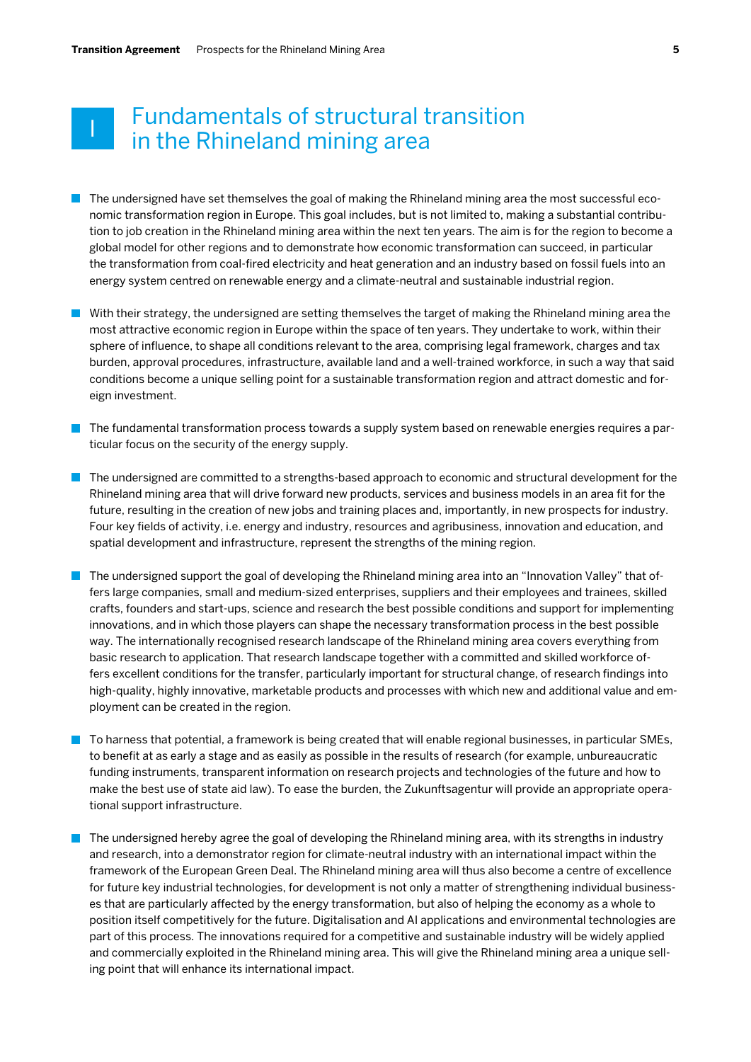# I Fundamentals of structural transition in the Rhineland mining area

- The undersigned have set themselves the goal of making the Rhineland mining area the most successful economic transformation region in Europe. This goal includes, but is not limited to, making a substantial contribution to job creation in the Rhineland mining area within the next ten years. The aim is for the region to become a global model for other regions and to demonstrate how economic transformation can succeed, in particular the transformation from coal-fired electricity and heat generation and an industry based on fossil fuels into an energy system centred on renewable energy and a climate-neutral and sustainable industrial region.

- With their strategy, the undersigned are setting themselves the target of making the Rhineland mining area the most attractive economic region in Europe within the space of ten years. They undertake to work, within their sphere of influence, to shape all conditions relevant to the area, comprising legal framework, charges and tax burden, approval procedures, infrastructure, available land and a well-trained workforce, in such a way that said conditions become a unique selling point for a sustainable transformation region and attract domestic and foreign investment.

- The fundamental transformation process towards a supply system based on renewable energies requires a particular focus on the security of the energy supply.

- The undersigned are committed to a strengths-based approach to economic and structural development for the Rhineland mining area that will drive forward new products, services and business models in an area fit for the future, resulting in the creation of new jobs and training places and, importantly, in new prospects for industry. Four key fields of activity, i.e. energy and industry, resources and agribusiness, innovation and education, and spatial development and infrastructure, represent the strengths of the mining region.

- The undersigned support the goal of developing the Rhineland mining area into an "Innovation Valley" that offers large companies, small and medium-sized enterprises, suppliers and their employees and trainees, skilled crafts, founders and start-ups, science and research the best possible conditions and support for implementing innovations, and in which those players can shape the necessary transformation process in the best possible way. The internationally recognised research landscape of the Rhineland mining area covers everything from basic research to application. That research landscape together with a committed and skilled workforce offers excellent conditions for the transfer, particularly important for structural change, of research findings into high-quality, highly innovative, marketable products and processes with which new and additional value and employment can be created in the region.

- To harness that potential, a framework is being created that will enable regional businesses, in particular SMEs, to benefit at as early a stage and as easily as possible in the results of research (for example, unbureaucratic funding instruments, transparent information on research projects and technologies of the future and how to make the best use of state aid law). To ease the burden, the Zukunftsagentur will provide an appropriate operational support infrastructure.

- The undersigned hereby agree the goal of developing the Rhineland mining area, with its strengths in industry and research, into a demonstrator region for climate-neutral industry with an international impact within the framework of the European Green Deal. The Rhineland mining area will thus also become a centre of excellence for future key industrial technologies, for development is not only a matter of strengthening individual businesses that are particularly affected by the energy transformation, but also of helping the economy as a whole to position itself competitively for the future. Digitalisation and AI applications and environmental technologies are part of this process. The innovations required for a competitive and sustainable industry will be widely applied and commercially exploited in the Rhineland mining area. This will give the Rhineland mining area a unique selling point that will enhance its international impact.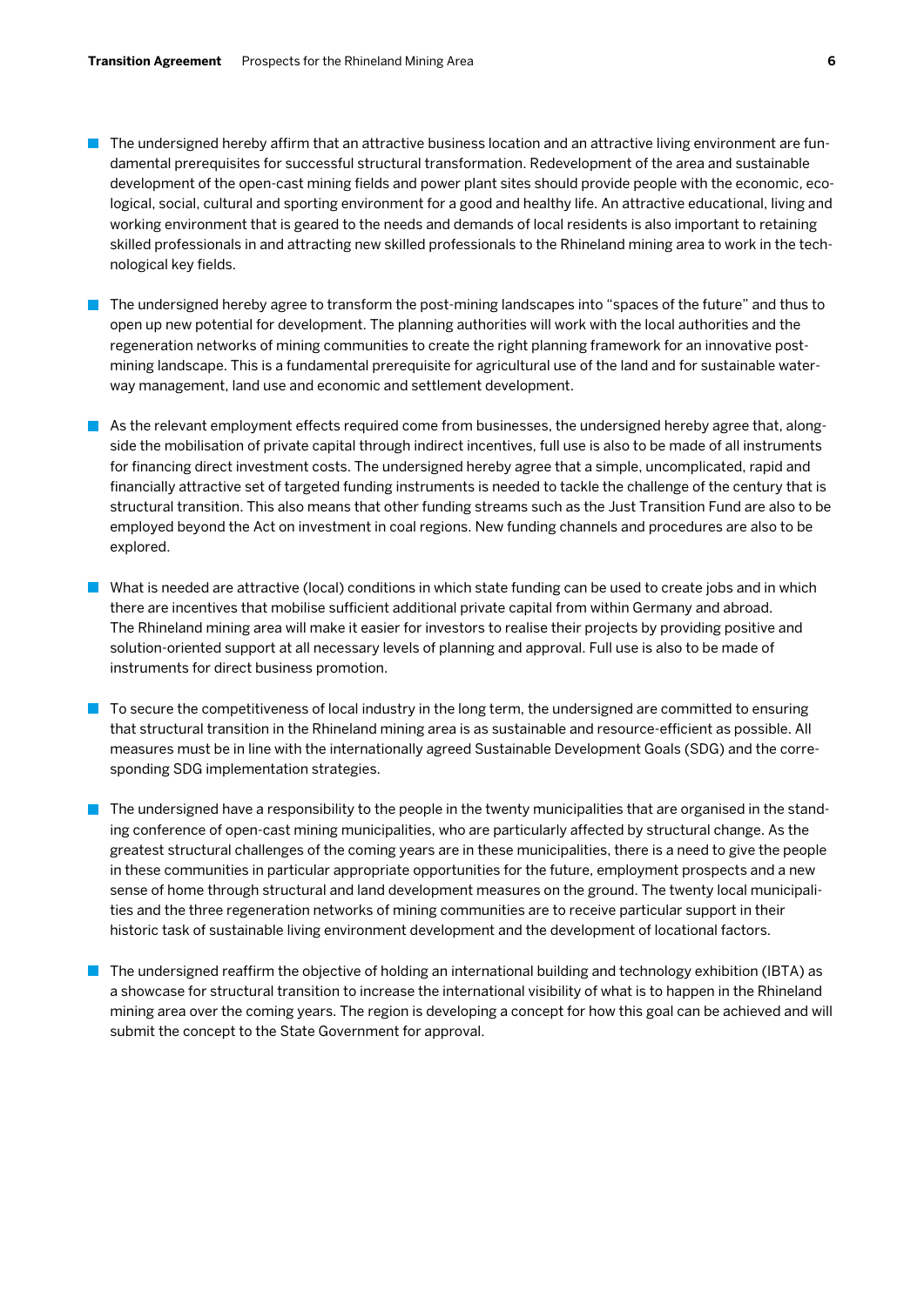- The undersigned hereby affirm that an attractive business location and an attractive living environment are fundamental prerequisites for successful structural transformation. Redevelopment of the area and sustainable development of the open-cast mining fields and power plant sites should provide people with the economic, ecological, social, cultural and sporting environment for a good and healthy life. An attractive educational, living and working environment that is geared to the needs and demands of local residents is also important to retaining skilled professionals in and attracting new skilled professionals to the Rhineland mining area to work in the technological key fields.

- The undersigned hereby agree to transform the post-mining landscapes into "spaces of the future" and thus to open up new potential for development. The planning authorities will work with the local authorities and the regeneration networks of mining communities to create the right planning framework for an innovative post-mining landscape. This is a fundamental prerequisite for agricultural use of the land and for sustainable waterway management, land use and economic and settlement development.

- As the relevant employment effects required come from businesses, the undersigned hereby agree that, alongside the mobilisation of private capital through indirect incentives, full use is also to be made of all instruments for financing direct investment costs. The undersigned hereby agree that a simple, uncomplicated, rapid and financially attractive set of targeted funding instruments is needed to tackle the challenge of the century that is structural transition. This also means that other funding streams such as the Just Transition Fund are also to be employed beyond the Act on investment in coal regions. New funding channels and procedures are also to be explored.

- What is needed are attractive (local) conditions in which state funding can be used to create jobs and in which there are incentives that mobilise sufficient additional private capital from within Germany and abroad. The Rhineland mining area will make it easier for investors to realise their projects by providing positive and solution-oriented support at all necessary levels of planning and approval. Full use is also to be made of instruments for direct business promotion.

- To secure the competitiveness of local industry in the long term, the undersigned are committed to ensuring that structural transition in the Rhineland mining area is as sustainable and resource-efficient as possible. All measures must be in line with the internationally agreed Sustainable Development Goals (SDG) and the corresponding SDG implementation strategies.

- The undersigned have a responsibility to the people in the twenty municipalities that are organised in the standing conference of open-cast mining municipalities, who are particularly affected by structural change. As the greatest structural challenges of the coming years are in these municipalities, there is a need to give the people in these communities in particular appropriate opportunities for the future, employment prospects and a new sense of home through structural and land development measures on the ground. The twenty local municipalities and the three regeneration networks of mining communities are to receive particular support in their historic task of sustainable living environment development and the development of locational factors.

- The undersigned reaffirm the objective of holding an international building and technology exhibition (IBTA) as a showcase for structural transition to increase the international visibility of what is to happen in the Rhineland mining area over the coming years. The region is developing a concept for how this goal can be achieved and will submit the concept to the State Government for approval.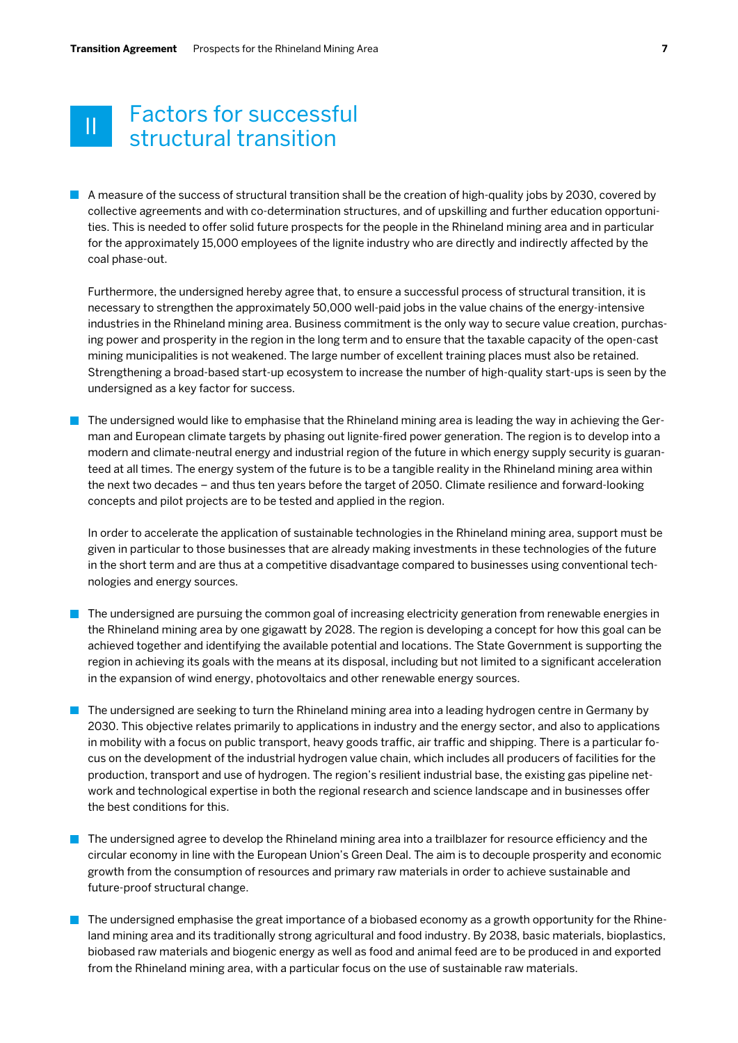# II Factors for successful structural transition

- A measure of the success of structural transition shall be the creation of high-quality jobs by 2030, covered by collective agreements and with co-determination structures, and of upskilling and further education opportunities. This is needed to offer solid future prospects for the people in the Rhineland mining area and in particular for the approximately 15,000 employees of the lignite industry who are directly and indirectly affected by the coal phase-out.

  Furthermore, the undersigned hereby agree that, to ensure a successful process of structural transition, it is necessary to strengthen the approximately 50,000 well-paid jobs in the value chains of the energy-intensive industries in the Rhineland mining area. Business commitment is the only way to secure value creation, purchasing power and prosperity in the region in the long term and to ensure that the taxable capacity of the open-cast mining municipalities is not weakened. The large number of excellent training places must also be retained. Strengthening a broad-based start-up ecosystem to increase the number of high-quality start-ups is seen by the undersigned as a key factor for success.

- The undersigned would like to emphasise that the Rhineland mining area is leading the way in achieving the German and European climate targets by phasing out lignite-fired power generation. The region is to develop into a modern and climate-neutral energy and industrial region of the future in which energy supply security is guaranteed at all times. The energy system of the future is to be a tangible reality in the Rhineland mining area within the next two decades – and thus ten years before the target of 2050. Climate resilience and forward-looking concepts and pilot projects are to be tested and applied in the region.

  In order to accelerate the application of sustainable technologies in the Rhineland mining area, support must be given in particular to those businesses that are already making investments in these technologies of the future in the short term and are thus at a competitive disadvantage compared to businesses using conventional technologies and energy sources.

- The undersigned are pursuing the common goal of increasing electricity generation from renewable energies in the Rhineland mining area by one gigawatt by 2028. The region is developing a concept for how this goal can be achieved together and identifying the available potential and locations. The State Government is supporting the region in achieving its goals with the means at its disposal, including but not limited to a significant acceleration in the expansion of wind energy, photovoltaics and other renewable energy sources.

- The undersigned are seeking to turn the Rhineland mining area into a leading hydrogen centre in Germany by 2030. This objective relates primarily to applications in industry and the energy sector, and also to applications in mobility with a focus on public transport, heavy goods traffic, air traffic and shipping. There is a particular focus on the development of the industrial hydrogen value chain, which includes all producers of facilities for the production, transport and use of hydrogen. The region's resilient industrial base, the existing gas pipeline network and technological expertise in both the regional research and science landscape and in businesses offer the best conditions for this.

- The undersigned agree to develop the Rhineland mining area into a trailblazer for resource efficiency and the circular economy in line with the European Union's Green Deal. The aim is to decouple prosperity and economic growth from the consumption of resources and primary raw materials in order to achieve sustainable and future-proof structural change.

- The undersigned emphasise the great importance of a biobased economy as a growth opportunity for the Rhineland mining area and its traditionally strong agricultural and food industry. By 2038, basic materials, bioplastics, biobased raw materials and biogenic energy as well as food and animal feed are to be produced in and exported from the Rhineland mining area, with a particular focus on the use of sustainable raw materials.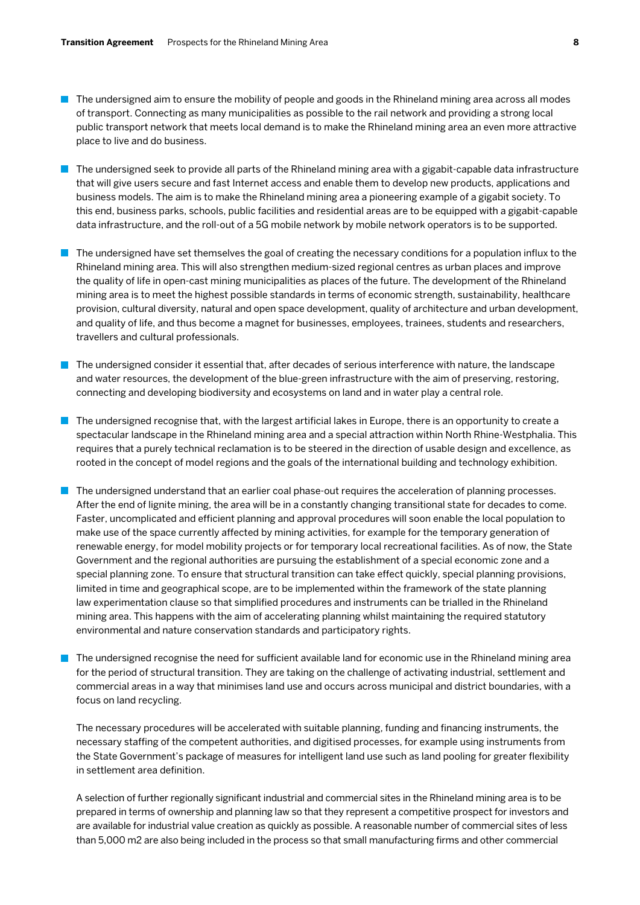- The undersigned aim to ensure the mobility of people and goods in the Rhineland mining area across all modes of transport. Connecting as many municipalities as possible to the rail network and providing a strong local public transport network that meets local demand is to make the Rhineland mining area an even more attractive place to live and do business.

- The undersigned seek to provide all parts of the Rhineland mining area with a gigabit-capable data infrastructure that will give users secure and fast Internet access and enable them to develop new products, applications and business models. The aim is to make the Rhineland mining area a pioneering example of a gigabit society. To this end, business parks, schools, public facilities and residential areas are to be equipped with a gigabit-capable data infrastructure, and the roll-out of a 5G mobile network by mobile network operators is to be supported.

- The undersigned have set themselves the goal of creating the necessary conditions for a population influx to the Rhineland mining area. This will also strengthen medium-sized regional centres as urban places and improve the quality of life in open-cast mining municipalities as places of the future. The development of the Rhineland mining area is to meet the highest possible standards in terms of economic strength, sustainability, healthcare provision, cultural diversity, natural and open space development, quality of architecture and urban development, and quality of life, and thus become a magnet for businesses, employees, trainees, students and researchers, travellers and cultural professionals.

- The undersigned consider it essential that, after decades of serious interference with nature, the landscape and water resources, the development of the blue-green infrastructure with the aim of preserving, restoring, connecting and developing biodiversity and ecosystems on land and in water play a central role.

- The undersigned recognise that, with the largest artificial lakes in Europe, there is an opportunity to create a spectacular landscape in the Rhineland mining area and a special attraction within North Rhine-Westphalia. This requires that a purely technical reclamation is to be steered in the direction of usable design and excellence, as rooted in the concept of model regions and the goals of the international building and technology exhibition.

- The undersigned understand that an earlier coal phase-out requires the acceleration of planning processes. After the end of lignite mining, the area will be in a constantly changing transitional state for decades to come. Faster, uncomplicated and efficient planning and approval procedures will soon enable the local population to make use of the space currently affected by mining activities, for example for the temporary generation of renewable energy, for model mobility projects or for temporary local recreational facilities. As of now, the State Government and the regional authorities are pursuing the establishment of a special economic zone and a special planning zone. To ensure that structural transition can take effect quickly, special planning provisions, limited in time and geographical scope, are to be implemented within the framework of the state planning law experimentation clause so that simplified procedures and instruments can be trialled in the Rhineland mining area. This happens with the aim of accelerating planning whilst maintaining the required statutory environmental and nature conservation standards and participatory rights.

- The undersigned recognise the need for sufficient available land for economic use in the Rhineland mining area for the period of structural transition. They are taking on the challenge of activating industrial, settlement and commercial areas in a way that minimises land use and occurs across municipal and district boundaries, with a focus on land recycling.

  The necessary procedures will be accelerated with suitable planning, funding and financing instruments, the necessary staffing of the competent authorities, and digitised processes, for example using instruments from the State Government's package of measures for intelligent land use such as land pooling for greater flexibility in settlement area definition.

  A selection of further regionally significant industrial and commercial sites in the Rhineland mining area is to be prepared in terms of ownership and planning law so that they represent a competitive prospect for investors and are available for industrial value creation as quickly as possible. A reasonable number of commercial sites of less than 5,000 m2 are also being included in the process so that small manufacturing firms and other commercial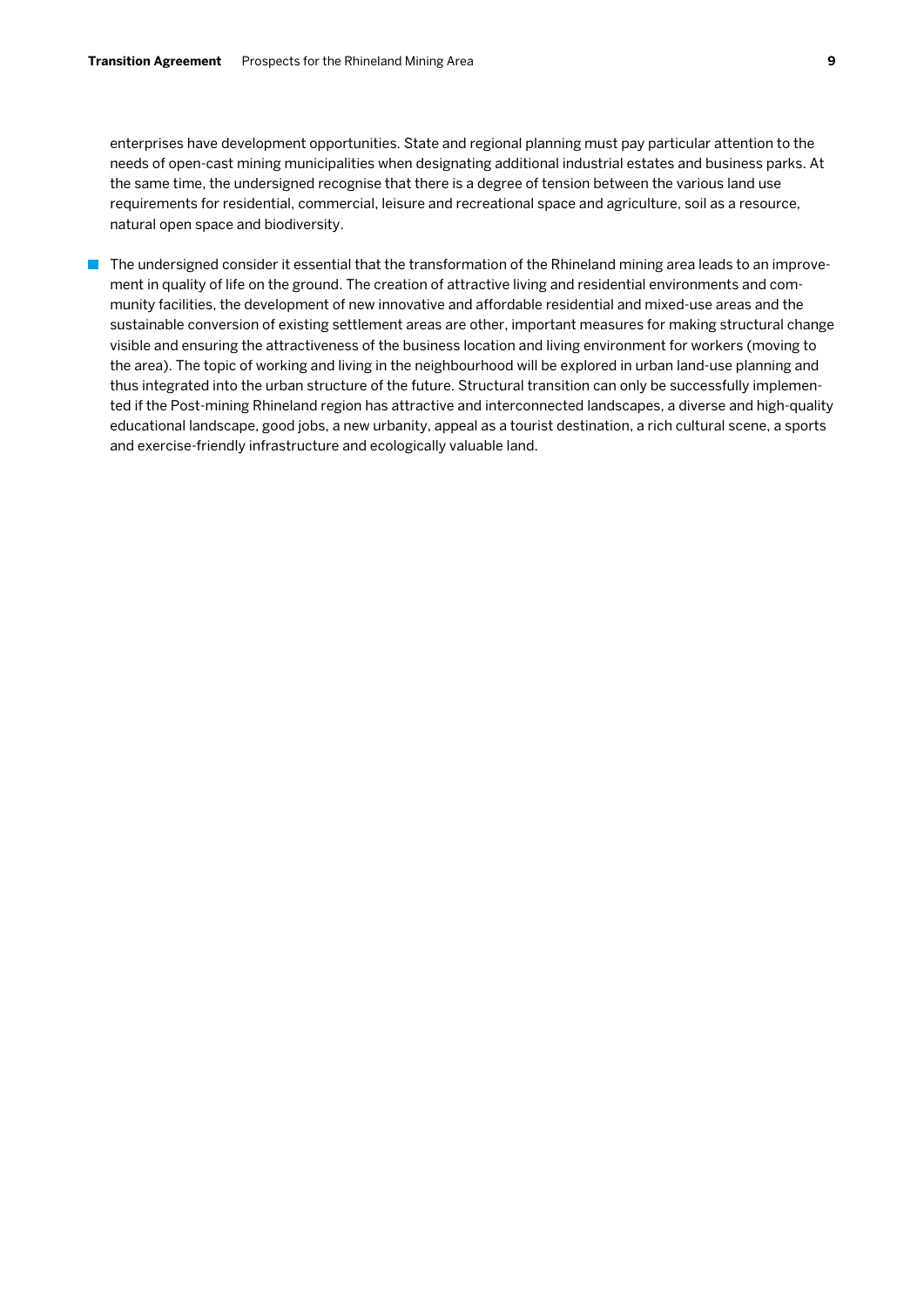enterprises have development opportunities. State and regional planning must pay particular attention to the needs of open-cast mining municipalities when designating additional industrial estates and business parks. At the same time, the undersigned recognise that there is a degree of tension between the various land use requirements for residential, commercial, leisure and recreational space and agriculture, soil as a resource, natural open space and biodiversity.

- The undersigned consider it essential that the transformation of the Rhineland mining area leads to an improvement in quality of life on the ground. The creation of attractive living and residential environments and community facilities, the development of new innovative and affordable residential and mixed-use areas and the sustainable conversion of existing settlement areas are other, important measures for making structural change visible and ensuring the attractiveness of the business location and living environment for workers (moving to the area). The topic of working and living in the neighbourhood will be explored in urban land-use planning and thus integrated into the urban structure of the future. Structural transition can only be successfully implemented if the Post-mining Rhineland region has attractive and interconnected landscapes, a diverse and high-quality educational landscape, good jobs, a new urbanity, appeal as a tourist destination, a rich cultural scene, a sports and exercise-friendly infrastructure and ecologically valuable land.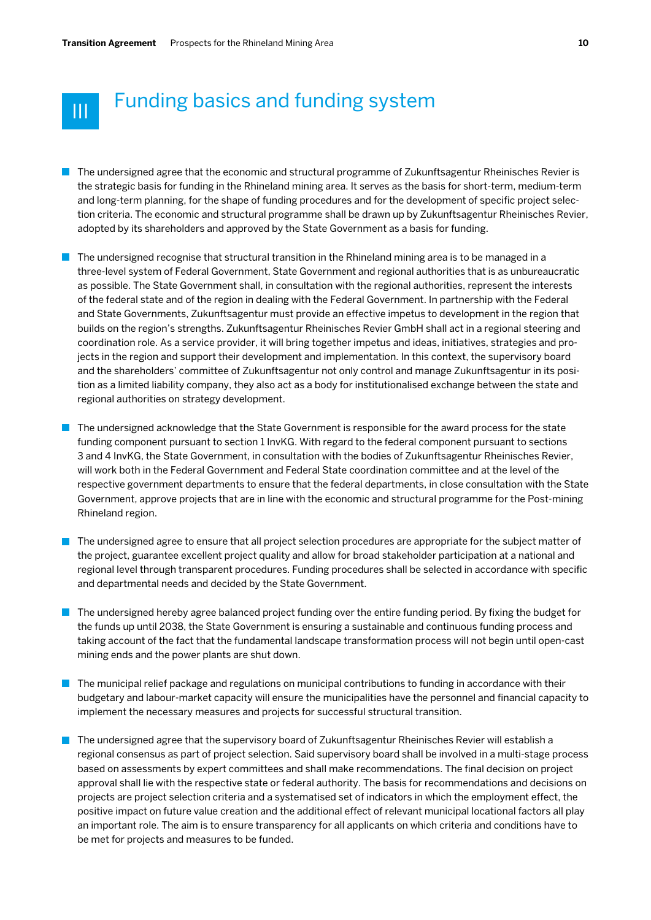# III Funding basics and funding system

- The undersigned agree that the economic and structural programme of Zukunftsagentur Rheinisches Revier is the strategic basis for funding in the Rhineland mining area. It serves as the basis for short-term, medium-term and long-term planning, for the shape of funding procedures and for the development of specific project selection criteria. The economic and structural programme shall be drawn up by Zukunftsagentur Rheinisches Revier, adopted by its shareholders and approved by the State Government as a basis for funding.

- The undersigned recognise that structural transition in the Rhineland mining area is to be managed in a three-level system of Federal Government, State Government and regional authorities that is as unbureaucratic as possible. The State Government shall, in consultation with the regional authorities, represent the interests of the federal state and of the region in dealing with the Federal Government. In partnership with the Federal and State Governments, Zukunftsagentur must provide an effective impetus to development in the region that builds on the region's strengths. Zukunftsagentur Rheinisches Revier GmbH shall act in a regional steering and coordination role. As a service provider, it will bring together impetus and ideas, initiatives, strategies and projects in the region and support their development and implementation. In this context, the supervisory board and the shareholders' committee of Zukunftsagentur not only control and manage Zukunftsagentur in its position as a limited liability company, they also act as a body for institutionalised exchange between the state and regional authorities on strategy development.

- The undersigned acknowledge that the State Government is responsible for the award process for the state funding component pursuant to section 1 InvKG. With regard to the federal component pursuant to sections 3 and 4 InvKG, the State Government, in consultation with the bodies of Zukunftsagentur Rheinisches Revier, will work both in the Federal Government and Federal State coordination committee and at the level of the respective government departments to ensure that the federal departments, in close consultation with the State Government, approve projects that are in line with the economic and structural programme for the Post-mining Rhineland region.

- The undersigned agree to ensure that all project selection procedures are appropriate for the subject matter of the project, guarantee excellent project quality and allow for broad stakeholder participation at a national and regional level through transparent procedures. Funding procedures shall be selected in accordance with specific and departmental needs and decided by the State Government.

- The undersigned hereby agree balanced project funding over the entire funding period. By fixing the budget for the funds up until 2038, the State Government is ensuring a sustainable and continuous funding process and taking account of the fact that the fundamental landscape transformation process will not begin until open-cast mining ends and the power plants are shut down.

- The municipal relief package and regulations on municipal contributions to funding in accordance with their budgetary and labour-market capacity will ensure the municipalities have the personnel and financial capacity to implement the necessary measures and projects for successful structural transition.

- The undersigned agree that the supervisory board of Zukunftsagentur Rheinisches Revier will establish a regional consensus as part of project selection. Said supervisory board shall be involved in a multi-stage process based on assessments by expert committees and shall make recommendations. The final decision on project approval shall lie with the respective state or federal authority. The basis for recommendations and decisions on projects are project selection criteria and a systematised set of indicators in which the employment effect, the positive impact on future value creation and the additional effect of relevant municipal locational factors all play an important role. The aim is to ensure transparency for all applicants on which criteria and conditions have to be met for projects and measures to be funded.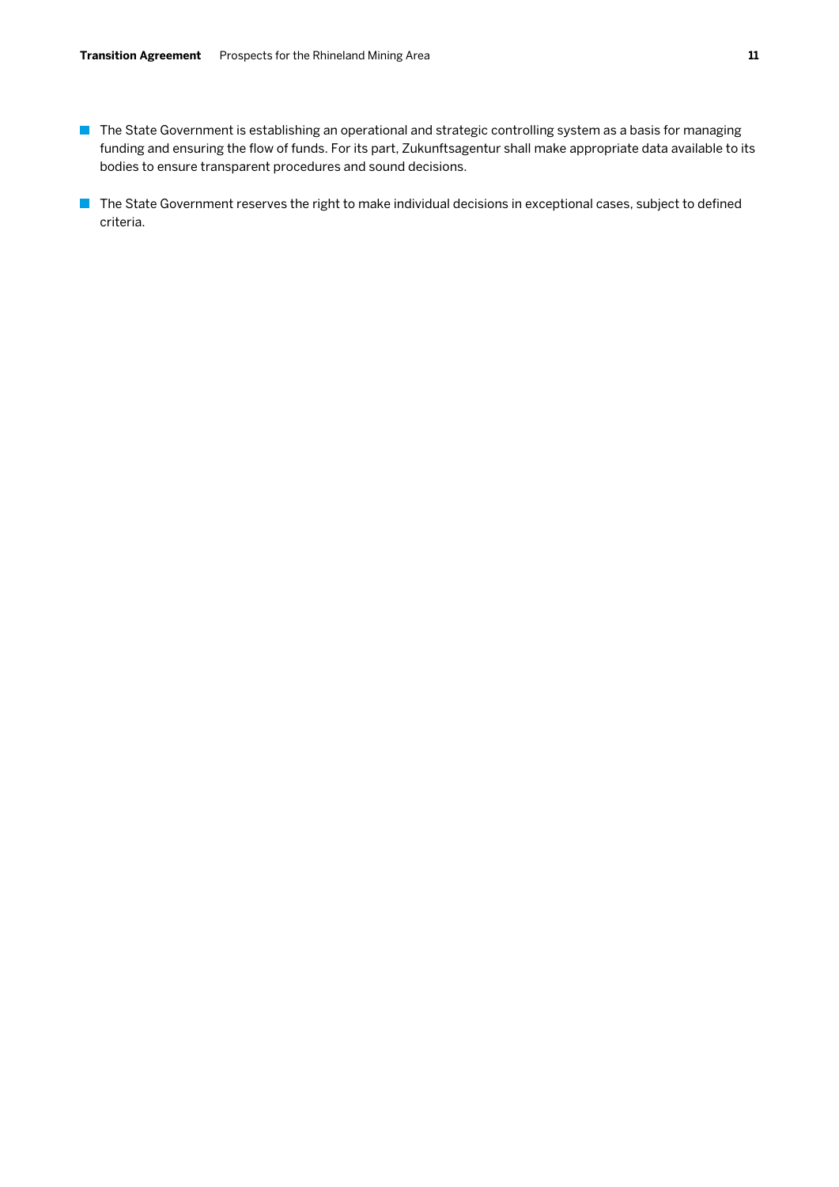- The State Government is establishing an operational and strategic controlling system as a basis for managing funding and ensuring the flow of funds. For its part, Zukunftsagentur shall make appropriate data available to its bodies to ensure transparent procedures and sound decisions.
- The State Government reserves the right to make individual decisions in exceptional cases, subject to defined criteria.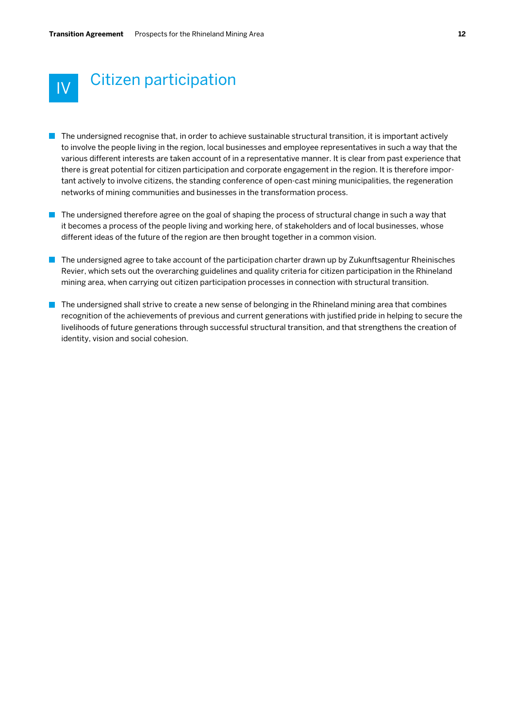# IV Citizen participation

- The undersigned recognise that, in order to achieve sustainable structural transition, it is important actively to involve the people living in the region, local businesses and employee representatives in such a way that the various different interests are taken account of in a representative manner. It is clear from past experience that there is great potential for citizen participation and corporate engagement in the region. It is therefore important actively to involve citizens, the standing conference of open-cast mining municipalities, the regeneration networks of mining communities and businesses in the transformation process.

- The undersigned therefore agree on the goal of shaping the process of structural change in such a way that it becomes a process of the people living and working here, of stakeholders and of local businesses, whose different ideas of the future of the region are then brought together in a common vision.

- The undersigned agree to take account of the participation charter drawn up by Zukunftsagentur Rheinisches Revier, which sets out the overarching guidelines and quality criteria for citizen participation in the Rhineland mining area, when carrying out citizen participation processes in connection with structural transition.

- The undersigned shall strive to create a new sense of belonging in the Rhineland mining area that combines recognition of the achievements of previous and current generations with justified pride in helping to secure the livelihoods of future generations through successful structural transition, and that strengthens the creation of identity, vision and social cohesion.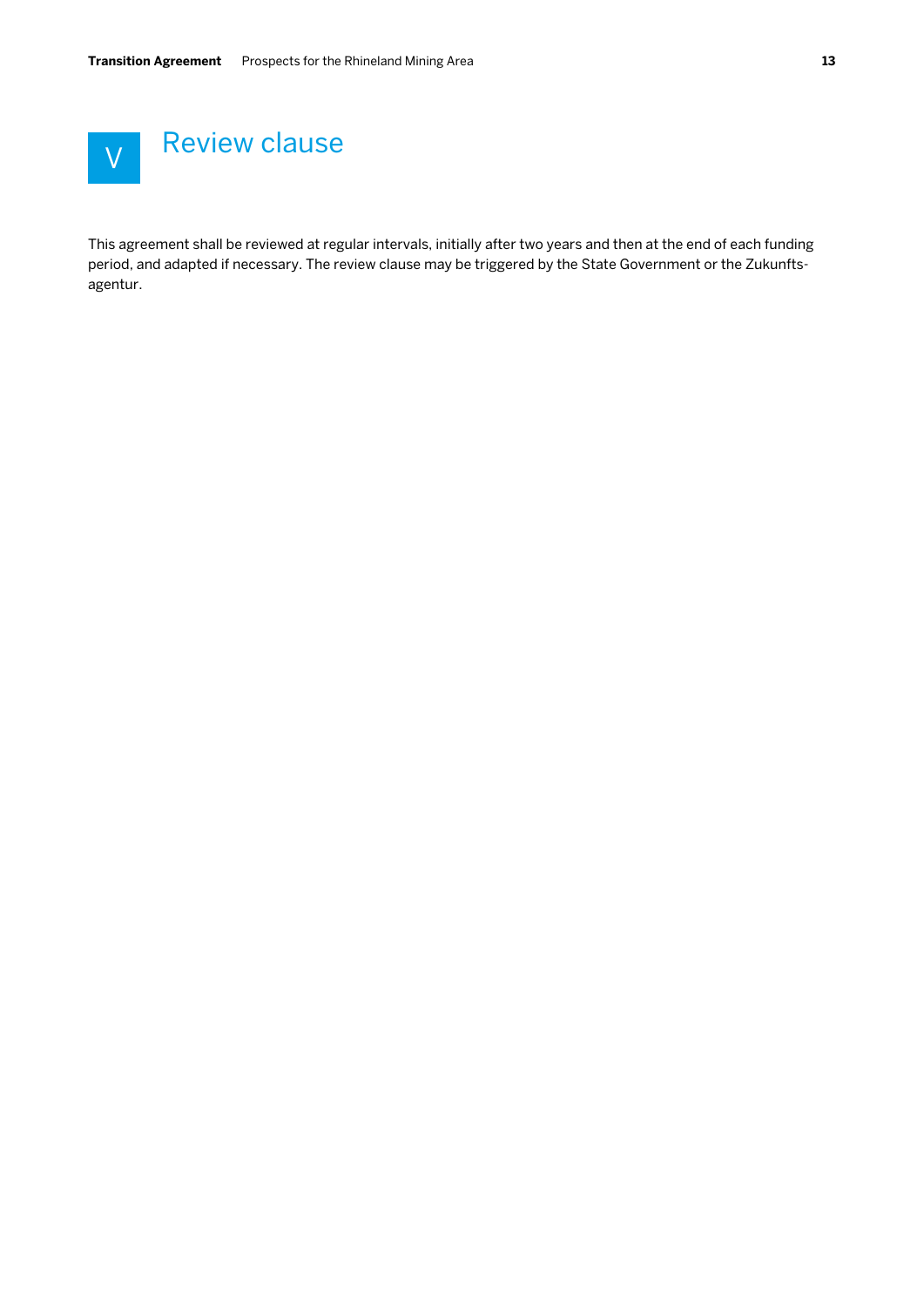# V Review clause

This agreement shall be reviewed at regular intervals, initially after two years and then at the end of each funding period, and adapted if necessary. The review clause may be triggered by the State Government or the Zukunftsagentur.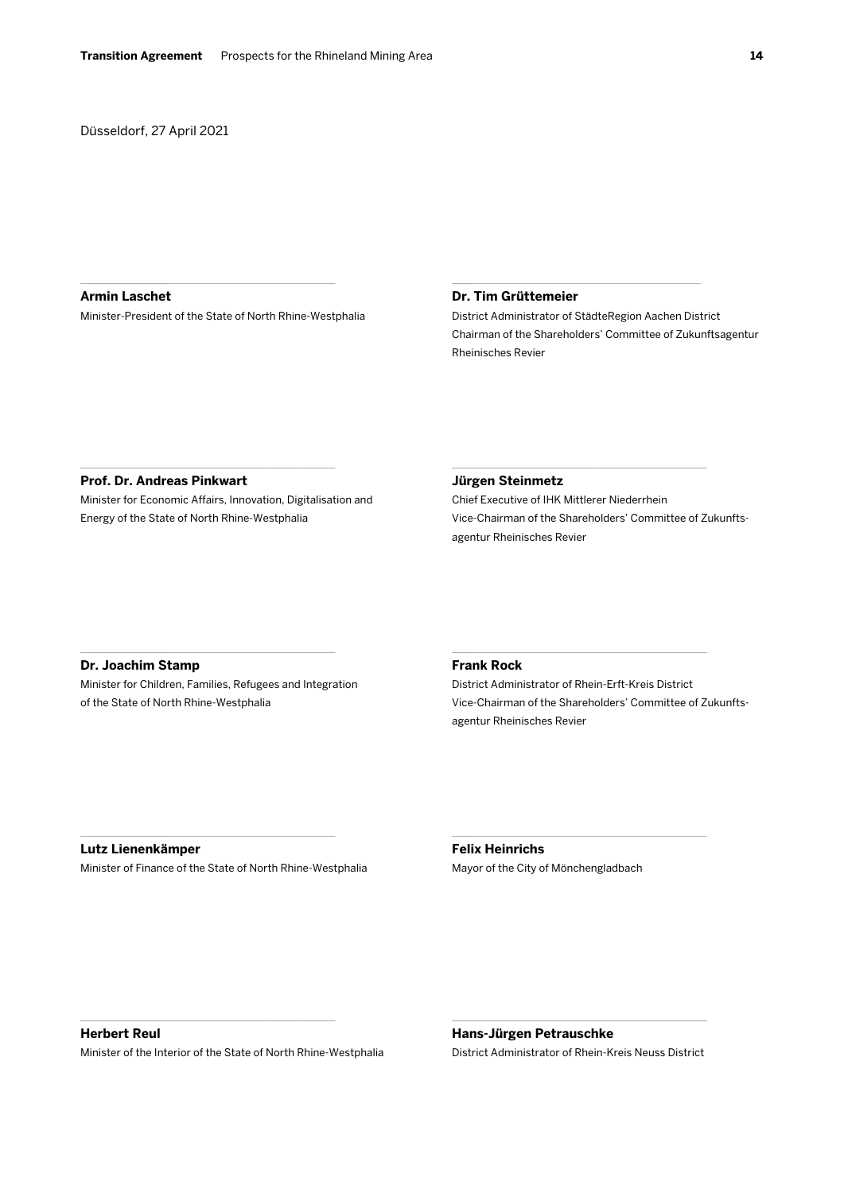Düsseldorf, 27 April 2021

**Armin Laschet**
Minister-President of the State of North Rhine-Westphalia

**Prof. Dr. Andreas Pinkwart**
Minister for Economic Affairs, Innovation, Digitalisation and Energy of the State of North Rhine-Westphalia

**Dr. Joachim Stamp**
Minister for Children, Families, Refugees and Integration of the State of North Rhine-Westphalia

**Lutz Lienenkämper**
Minister of Finance of the State of North Rhine-Westphalia

**Herbert Reul**
Minister of the Interior of the State of North Rhine-Westphalia

**Dr. Tim Grüttemeier**
District Administrator of StädteRegion Aachen District
Chairman of the Shareholders' Committee of Zukunftsagentur Rheinisches Revier

**Jürgen Steinmetz**
Chief Executive of IHK Mittlerer Niederrhein
Vice-Chairman of the Shareholders' Committee of Zukunftsagentur Rheinisches Revier

**Frank Rock**
District Administrator of Rhein-Erft-Kreis District
Vice-Chairman of the Shareholders' Committee of Zukunftsagentur Rheinisches Revier

**Felix Heinrichs**
Mayor of the City of Mönchengladbach

**Hans-Jürgen Petrauschke**
District Administrator of Rhein-Kreis Neuss District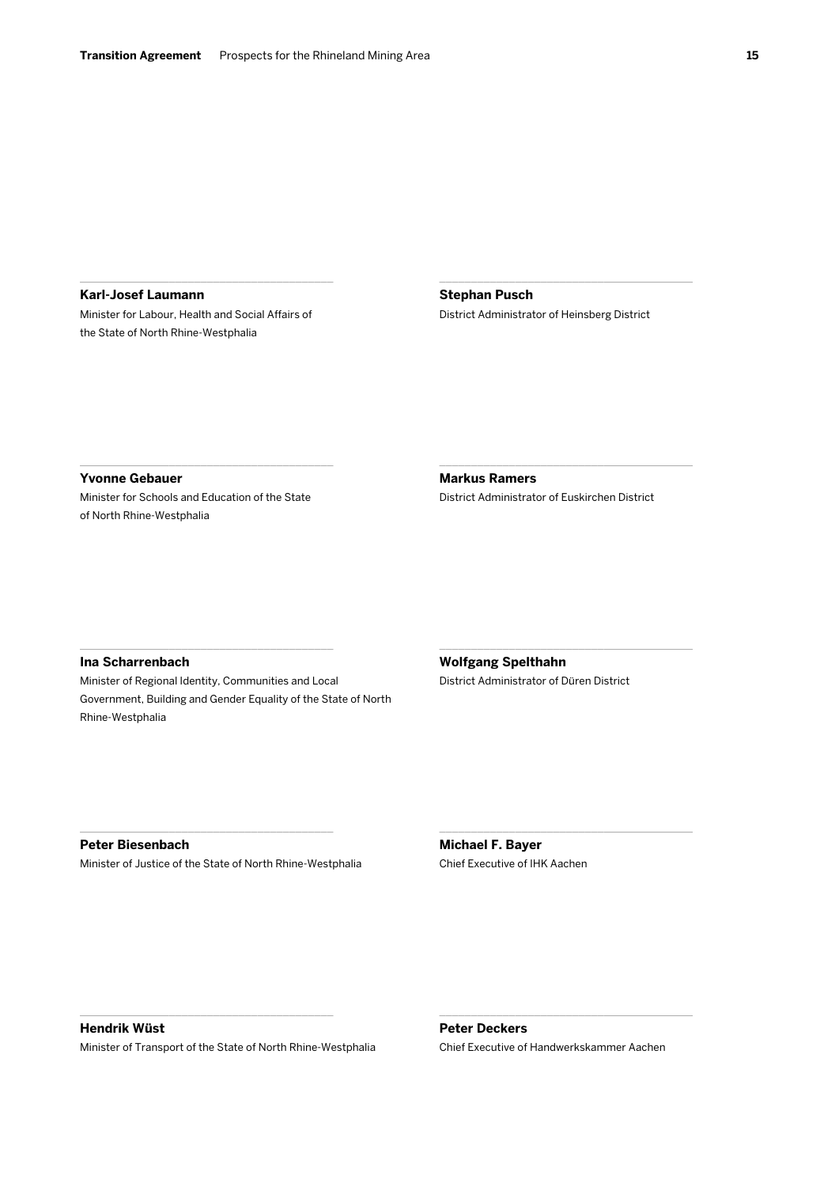**Karl-Josef Laumann**
Minister for Labour, Health and Social Affairs of the State of North Rhine-Westphalia

**Stephan Pusch**
District Administrator of Heinsberg District

**Yvonne Gebauer**
Minister for Schools and Education of the State of North Rhine-Westphalia

**Markus Ramers**
District Administrator of Euskirchen District

**Ina Scharrenbach**
Minister of Regional Identity, Communities and Local Government, Building and Gender Equality of the State of North Rhine-Westphalia

**Wolfgang Spelthahn**
District Administrator of Düren District

**Peter Biesenbach**
Minister of Justice of the State of North Rhine-Westphalia

**Michael F. Bayer**
Chief Executive of IHK Aachen

**Hendrik Wüst**
Minister of Transport of the State of North Rhine-Westphalia

**Peter Deckers**
Chief Executive of Handwerkskammer Aachen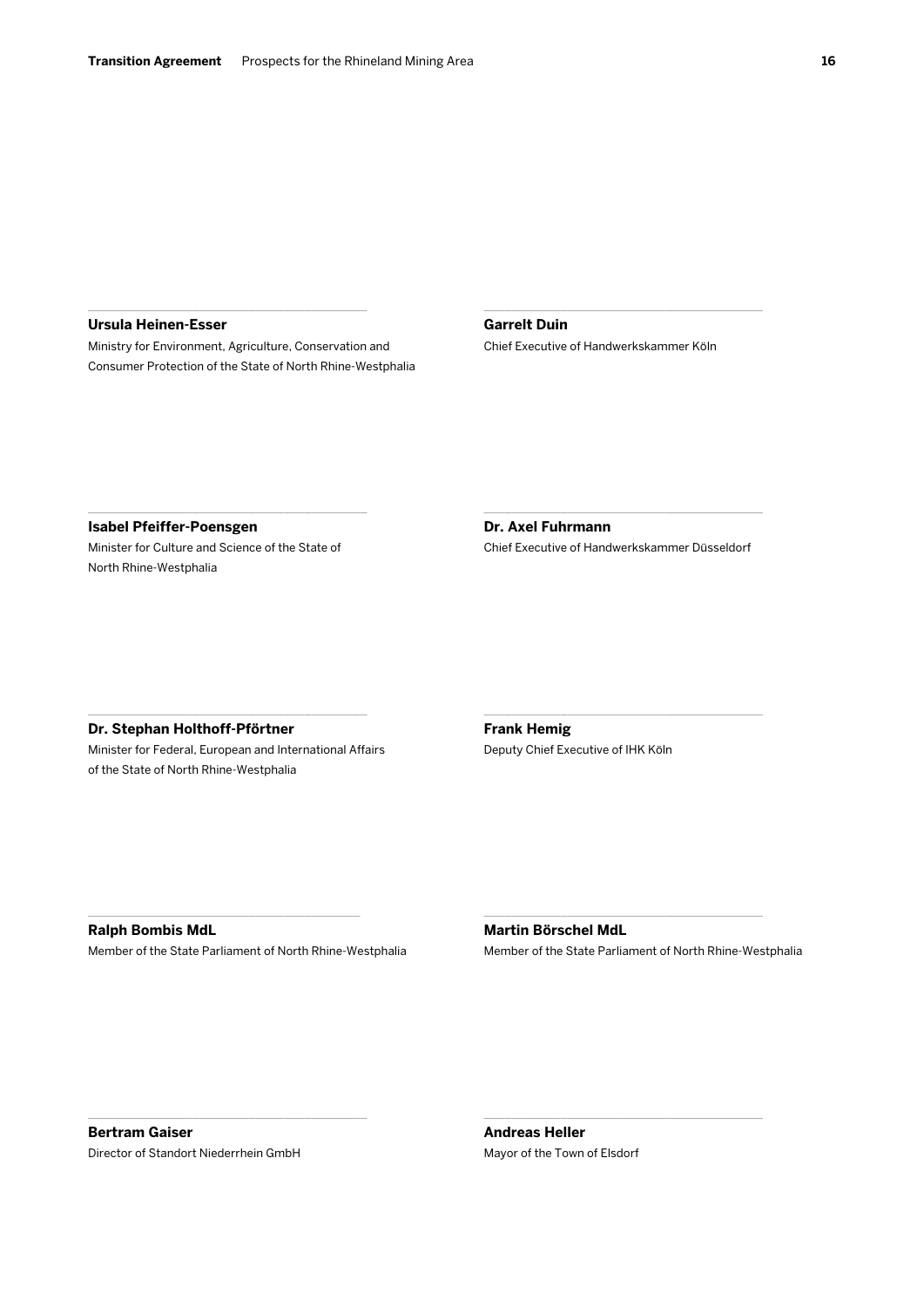**Ursula Heinen-Esser**
Ministry for Environment, Agriculture, Conservation and Consumer Protection of the State of North Rhine-Westphalia

**Garrelt Duin**
Chief Executive of Handwerkskammer Köln

**Isabel Pfeiffer-Poensgen**
Minister for Culture and Science of the State of North Rhine-Westphalia

**Dr. Axel Fuhrmann**
Chief Executive of Handwerkskammer Düsseldorf

**Dr. Stephan Holthoff-Pförtner**
Minister for Federal, European and International Affairs of the State of North Rhine-Westphalia

**Frank Hemig**
Deputy Chief Executive of IHK Köln

**Ralph Bombis MdL**
Member of the State Parliament of North Rhine-Westphalia

**Martin Börschel MdL**
Member of the State Parliament of North Rhine-Westphalia

**Bertram Gaiser**
Director of Standort Niederrhein GmbH

**Andreas Heller**
Mayor of the Town of Elsdorf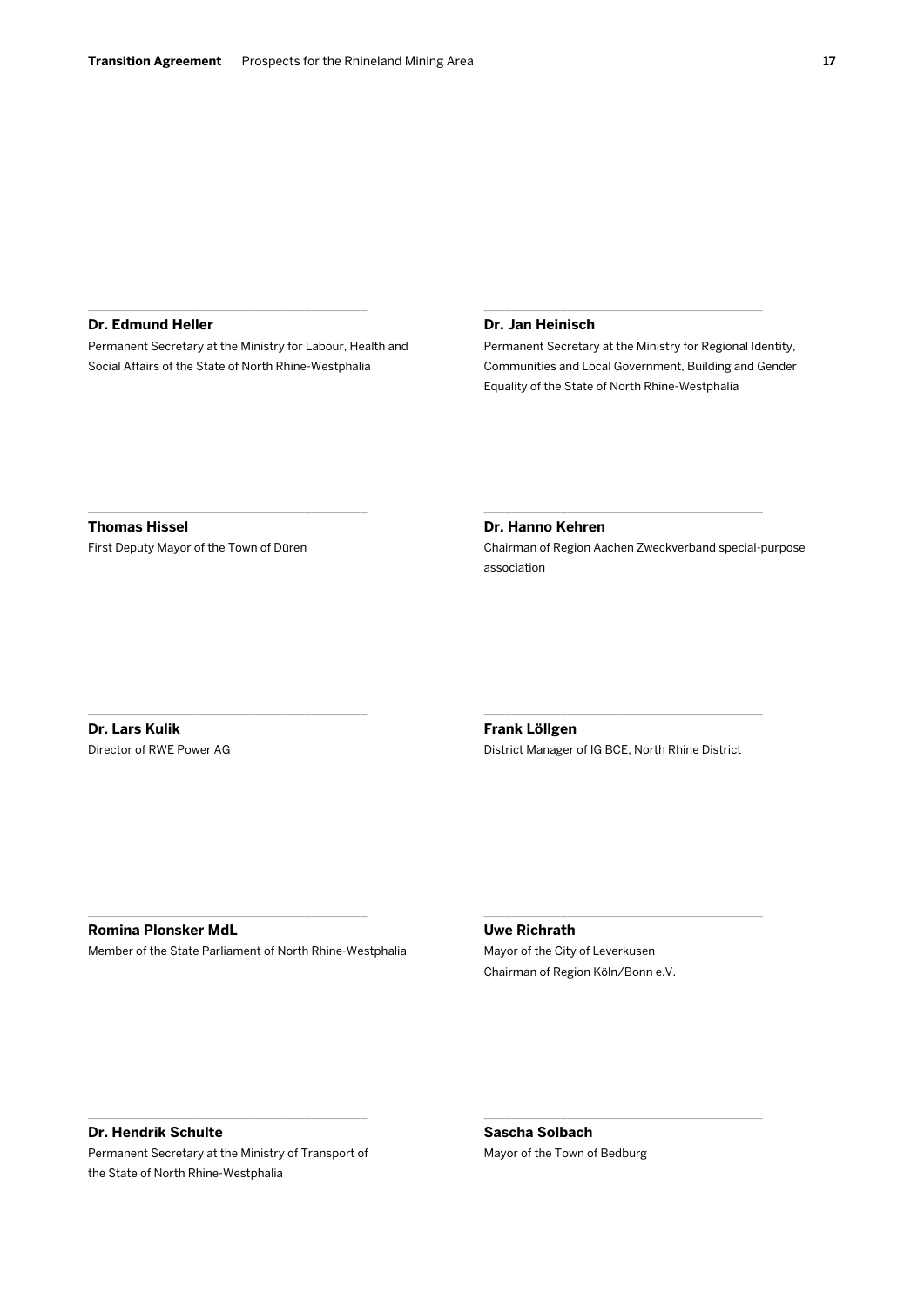**Dr. Edmund Heller**
Permanent Secretary at the Ministry for Labour, Health and Social Affairs of the State of North Rhine-Westphalia

**Dr. Jan Heinisch**
Permanent Secretary at the Ministry for Regional Identity, Communities and Local Government, Building and Gender Equality of the State of North Rhine-Westphalia

**Thomas Hissel**
First Deputy Mayor of the Town of Düren

**Dr. Hanno Kehren**
Chairman of Region Aachen Zweckverband special-purpose association

**Dr. Lars Kulik**
Director of RWE Power AG

**Frank Löllgen**
District Manager of IG BCE, North Rhine District

**Romina Plonsker MdL**
Member of the State Parliament of North Rhine-Westphalia

**Uwe Richrath**
Mayor of the City of Leverkusen
Chairman of Region Köln/Bonn e.V.

**Dr. Hendrik Schulte**
Permanent Secretary at the Ministry of Transport of the State of North Rhine-Westphalia

**Sascha Solbach**
Mayor of the Town of Bedburg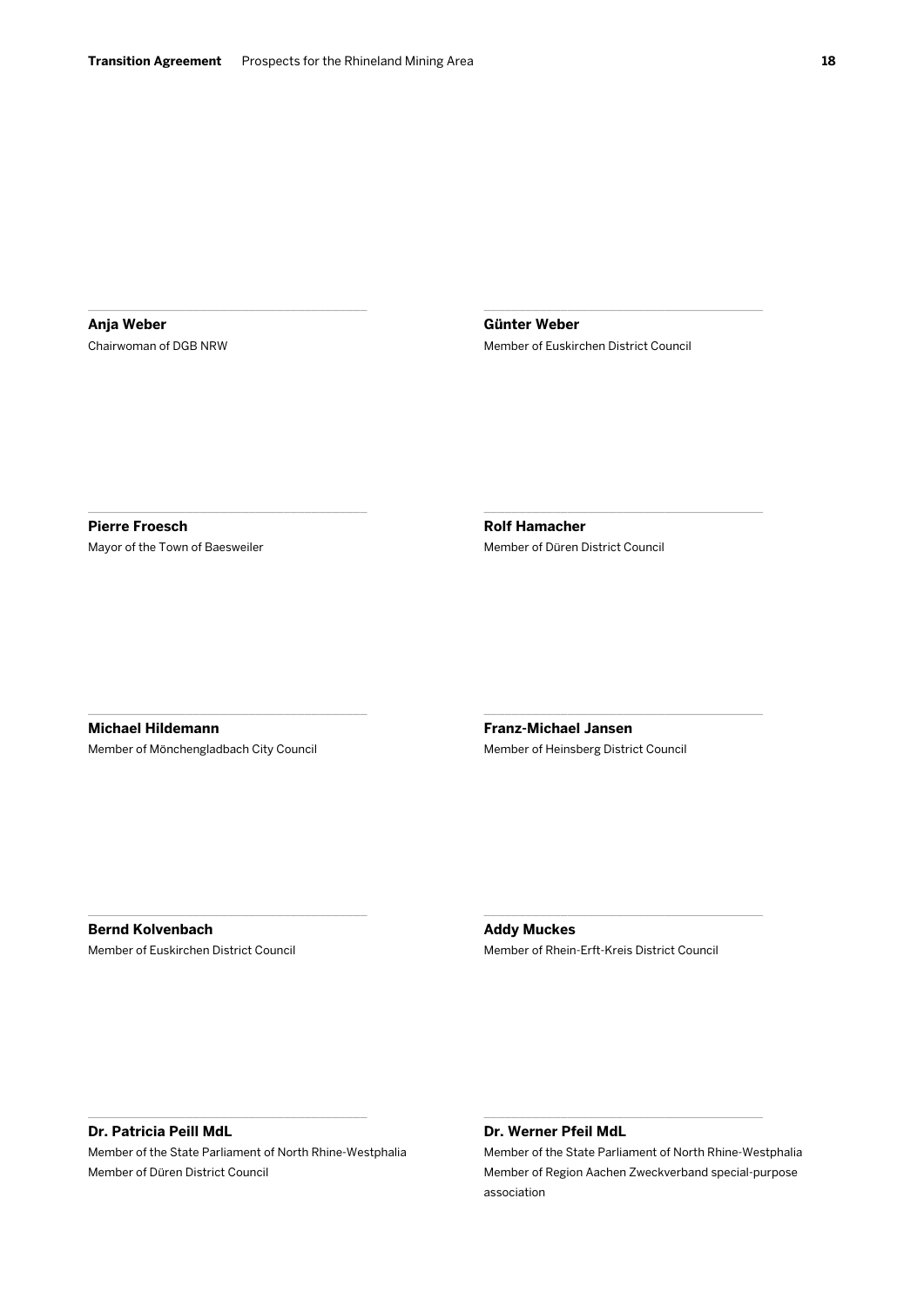**Anja Weber**
Chairwoman of DGB NRW

**Günter Weber**
Member of Euskirchen District Council

**Pierre Froesch**
Mayor of the Town of Baesweiler

**Rolf Hamacher**
Member of Düren District Council

**Michael Hildemann**
Member of Mönchengladbach City Council

**Franz-Michael Jansen**
Member of Heinsberg District Council

**Bernd Kolvenbach**
Member of Euskirchen District Council

**Addy Muckes**
Member of Rhein-Erft-Kreis District Council

**Dr. Patricia Peill MdL**
Member of the State Parliament of North Rhine-Westphalia
Member of Düren District Council

**Dr. Werner Pfeil MdL**
Member of the State Parliament of North Rhine-Westphalia
Member of Region Aachen Zweckverband special-purpose association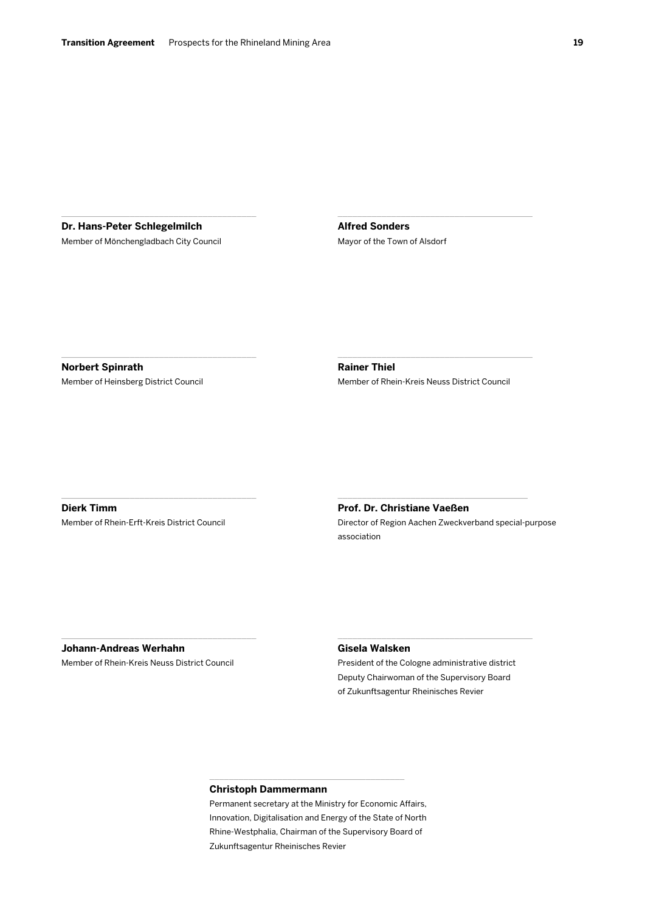**Dr. Hans-Peter Schlegelmilch**
Member of Mönchengladbach City Council

**Alfred Sonders**
Mayor of the Town of Alsdorf

**Norbert Spinrath**
Member of Heinsberg District Council

**Rainer Thiel**
Member of Rhein-Kreis Neuss District Council

**Dierk Timm**
Member of Rhein-Erft-Kreis District Council

**Prof. Dr. Christiane Vaeßen**
Director of Region Aachen Zweckverband special-purpose association

**Johann-Andreas Werhahn**
Member of Rhein-Kreis Neuss District Council

**Gisela Walsken**
President of the Cologne administrative district
Deputy Chairwoman of the Supervisory Board of Zukunftsagentur Rheinisches Revier

**Christoph Dammermann**
Permanent secretary at the Ministry for Economic Affairs, Innovation, Digitalisation and Energy of the State of North Rhine-Westphalia, Chairman of the Supervisory Board of Zukunftsagentur Rheinisches Revier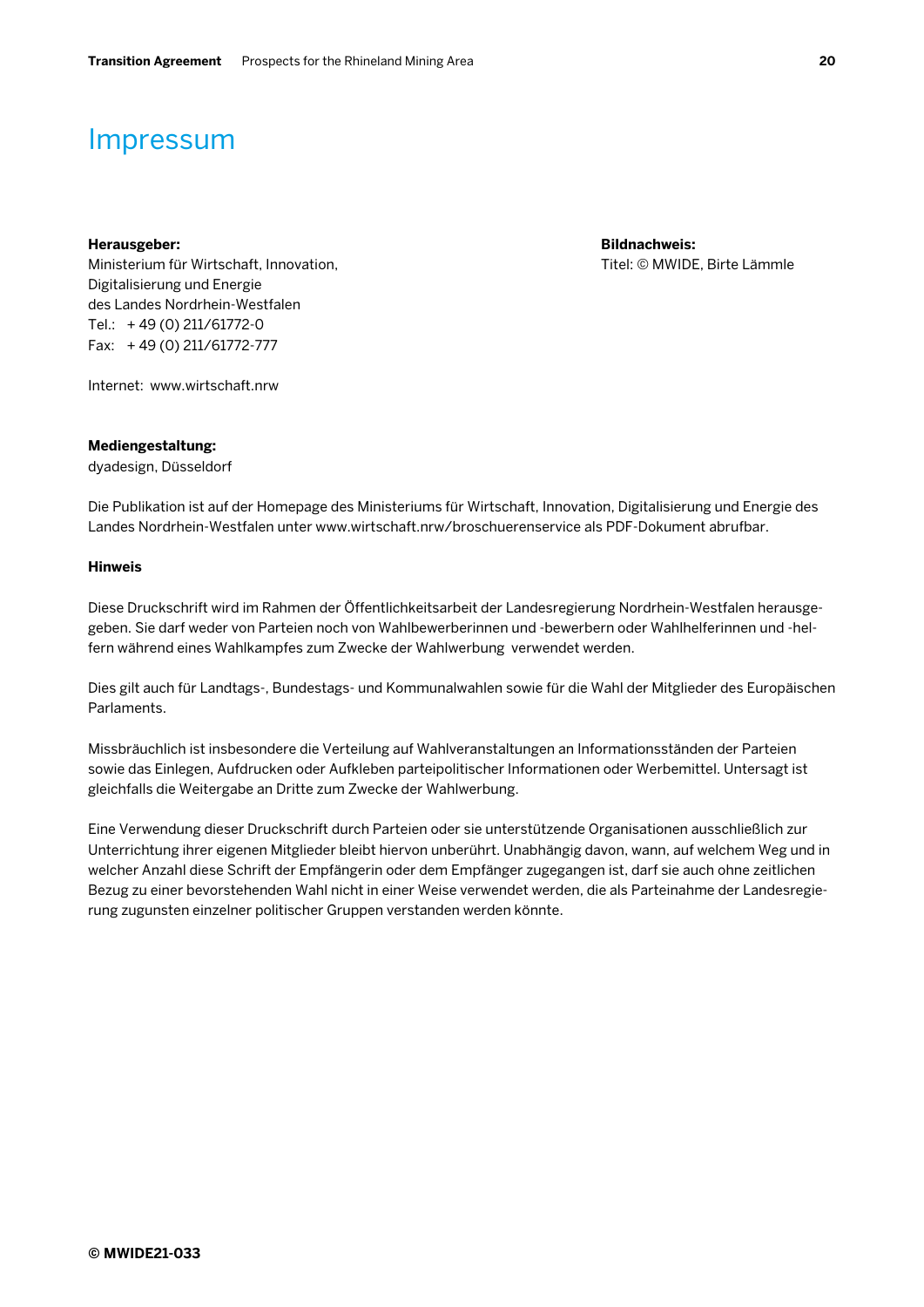# Impressum

**Herausgeber:**
Ministerium für Wirtschaft, Innovation, Digitalisierung und Energie des Landes Nordrhein-Westfalen
Tel.: + 49 (0) 211/61772-0
Fax: + 49 (0) 211/61772-777

Internet: www.wirtschaft.nrw

**Bildnachweis:**
Titel: © MWIDE, Birte Lämmle

**Mediengestaltung:**
dyadesign, Düsseldorf

Die Publikation ist auf der Homepage des Ministeriums für Wirtschaft, Innovation, Digitalisierung und Energie des Landes Nordrhein-Westfalen unter www.wirtschaft.nrw/broschuerenservice als PDF-Dokument abrufbar.

**Hinweis**

Diese Druckschrift wird im Rahmen der Öffentlichkeitsarbeit der Landesregierung Nordrhein-Westfalen herausgegeben. Sie darf weder von Parteien noch von Wahlbewerberinnen und -bewerbern oder Wahlhelferinnen und -helfern während eines Wahlkampfes zum Zwecke der Wahlwerbung verwendet werden.

Dies gilt auch für Landtags-, Bundestags- und Kommunalwahlen sowie für die Wahl der Mitglieder des Europäischen Parlaments.

Missbräuchlich ist insbesondere die Verteilung auf Wahlveranstaltungen an Informationsständen der Parteien sowie das Einlegen, Aufdrucken oder Aufkleben parteipolitischer Informationen oder Werbemittel. Untersagt ist gleichfalls die Weitergabe an Dritte zum Zwecke der Wahlwerbung.

Eine Verwendung dieser Druckschrift durch Parteien oder sie unterstützende Organisationen ausschließlich zur Unterrichtung ihrer eigenen Mitglieder bleibt hiervon unberührt. Unabhängig davon, wann, auf welchem Weg und in welcher Anzahl diese Schrift der Empfängerin oder dem Empfänger zugegangen ist, darf sie auch ohne zeitlichen Bezug zu einer bevorstehenden Wahl nicht in einer Weise verwendet werden, die als Parteinahme der Landesregierung zugunsten einzelner politischer Gruppen verstanden werden könnte.

**© MWIDE21-033**